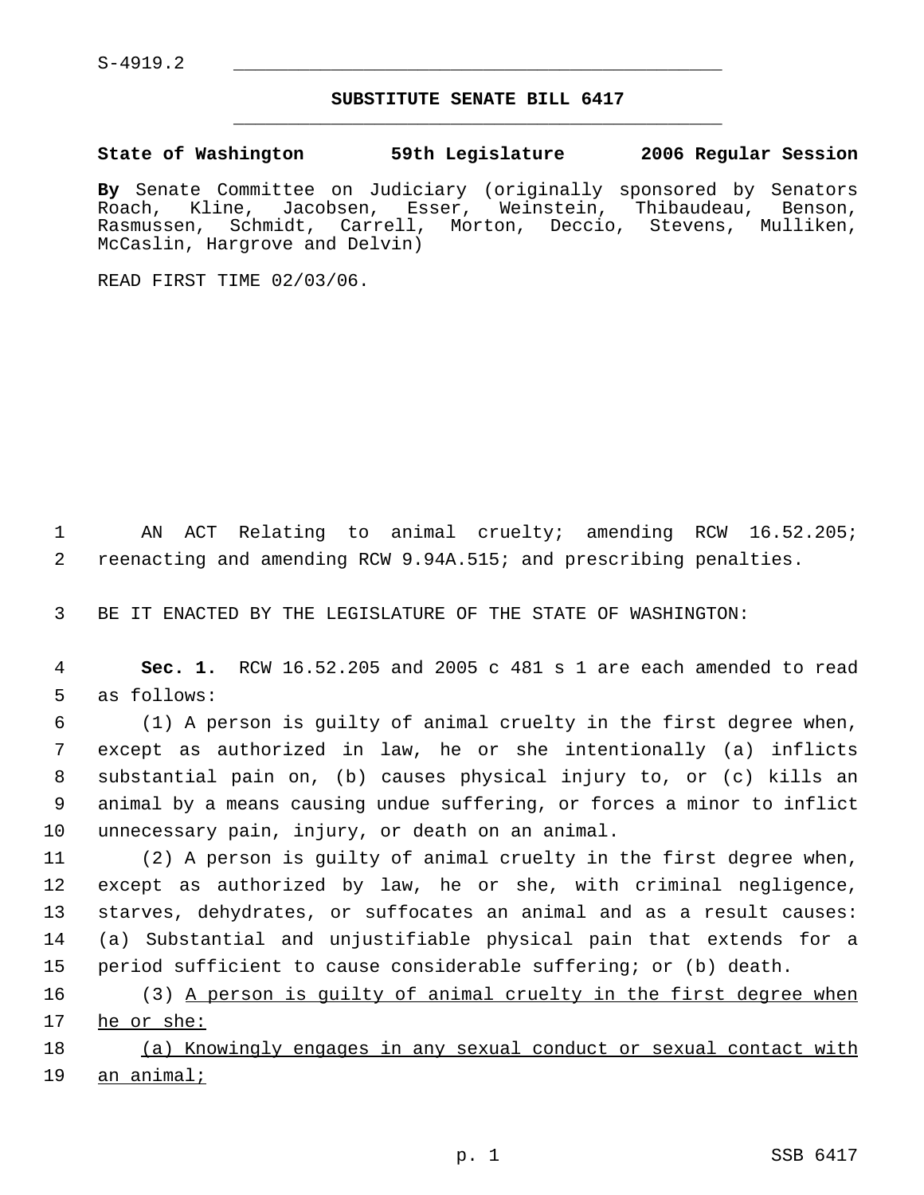S-4919.2

## SUBSTITUTE SENATE BILL 6417

**State of Washington 59th Legislature 2006 Regular Session**

**By** Senate Committee on Judiciary (originally sponsored by Senators Roach, Kline, Jacobsen, Esser, Weinstein, Thibaudeau, Benson, Rasmussen, Schmidt, Carrell, Morton, Deccio, Stevens, Mulliken, McCaslin, Hargrove and Delvin)

READ FIRST TIME 02/03/06.

AN ACT Relating to animal cruelty; amending RCW 16.52.205; reenacting and amending RCW 9.94A.515; and prescribing penalties.

BE IT ENACTED BY THE LEGISLATURE OF THE STATE OF WASHINGTON:

**Sec. 1.** RCW 16.52.205 and 2005 c 481 s 1 are each amended to read as follows:

(1) A person is guilty of animal cruelty in the first degree when, except as authorized in law, he or she intentionally (a) inflicts substantial pain on, (b) causes physical injury to, or (c) kills an animal by a means causing undue suffering, or forces a minor to inflict unnecessary pain, injury, or death on an animal.

(2) A person is guilty of animal cruelty in the first degree when, except as authorized by law, he or she, with criminal negligence, starves, dehydrates, or suffocates an animal and as a result causes: (a) Substantial and unjustifiable physical pain that extends for a period sufficient to cause considerable suffering; or (b) death.

(3) <u>A person is guilty of animal cruelty in the first degree when he or she:</u>

<u>(a) Knowingly engages in any sexual conduct or sexual contact with an animal;</u>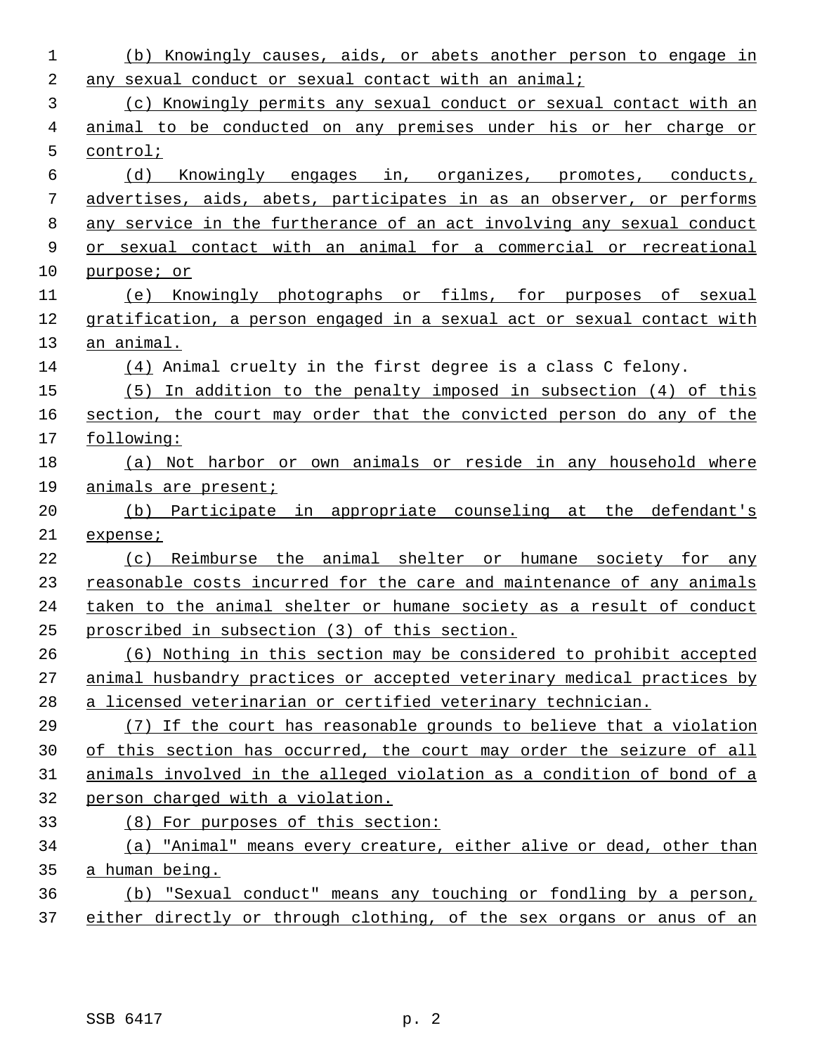(b) Knowingly causes, aids, or abets another person to engage in any sexual conduct or sexual contact with an animal;

(c) Knowingly permits any sexual conduct or sexual contact with an animal to be conducted on any premises under his or her charge or control;

(d) Knowingly engages in, organizes, promotes, conducts, advertises, aids, abets, participates in as an observer, or performs any service in the furtherance of an act involving any sexual conduct or sexual contact with an animal for a commercial or recreational purpose; or

(e) Knowingly photographs or films, for purposes of sexual gratification, a person engaged in a sexual act or sexual contact with an animal.

(4) Animal cruelty in the first degree is a class C felony.

(5) In addition to the penalty imposed in subsection (4) of this section, the court may order that the convicted person do any of the following:

(a) Not harbor or own animals or reside in any household where animals are present;

(b) Participate in appropriate counseling at the defendant's expense;

(c) Reimburse the animal shelter or humane society for any reasonable costs incurred for the care and maintenance of any animals taken to the animal shelter or humane society as a result of conduct proscribed in subsection (3) of this section.

(6) Nothing in this section may be considered to prohibit accepted animal husbandry practices or accepted veterinary medical practices by a licensed veterinarian or certified veterinary technician.

(7) If the court has reasonable grounds to believe that a violation of this section has occurred, the court may order the seizure of all animals involved in the alleged violation as a condition of bond of a person charged with a violation.

(8) For purposes of this section:

(a) "Animal" means every creature, either alive or dead, other than a human being.

(b) "Sexual conduct" means any touching or fondling by a person, either directly or through clothing, of the sex organs or anus of an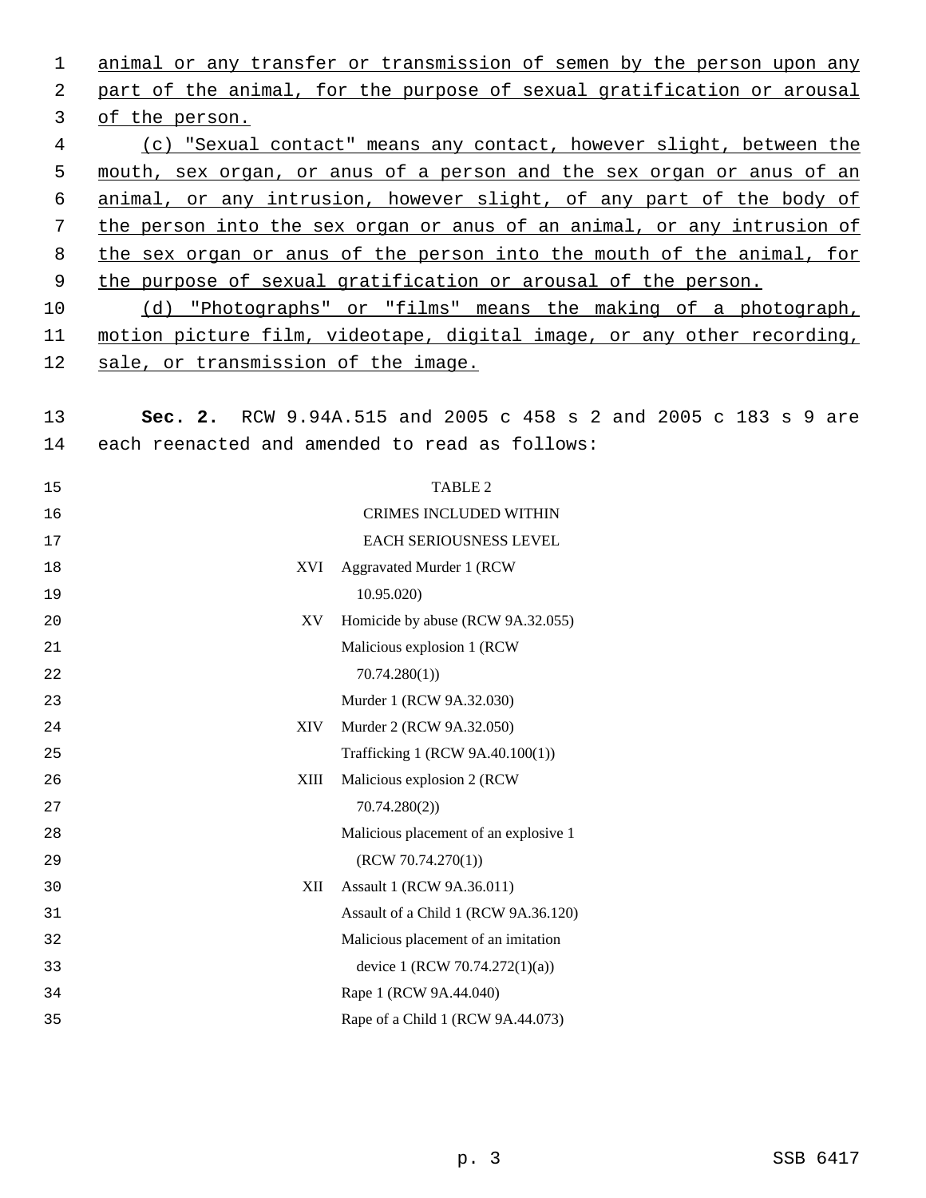animal or any transfer or transmission of semen by the person upon any part of the animal, for the purpose of sexual gratification or arousal of the person.

(c) "Sexual contact" means any contact, however slight, between the mouth, sex organ, or anus of a person and the sex organ or anus of an animal, or any intrusion, however slight, of any part of the body of the person into the sex organ or anus of an animal, or any intrusion of the sex organ or anus of the person into the mouth of the animal, for the purpose of sexual gratification or arousal of the person.

(d) "Photographs" or "films" means the making of a photograph, motion picture film, videotape, digital image, or any other recording, sale, or transmission of the image.

**Sec. 2.** RCW 9.94A.515 and 2005 c 458 s 2 and 2005 c 183 s 9 are each reenacted and amended to read as follows:

TABLE 2

CRIMES INCLUDED WITHIN EACH SERIOUSNESS LEVEL

| Level | Crime |
|---|---|
| XVI | Aggravated Murder 1 (RCW 10.95.020) |
| XV | Homicide by abuse (RCW 9A.32.055) |
| | Malicious explosion 1 (RCW 70.74.280(1)) |
| | Murder 1 (RCW 9A.32.030) |
| XIV | Murder 2 (RCW 9A.32.050) |
| | Trafficking 1 (RCW 9A.40.100(1)) |
| XIII | Malicious explosion 2 (RCW 70.74.280(2)) |
| | Malicious placement of an explosive 1 (RCW 70.74.270(1)) |
| XII | Assault 1 (RCW 9A.36.011) |
| | Assault of a Child 1 (RCW 9A.36.120) |
| | Malicious placement of an imitation device 1 (RCW 70.74.272(1)(a)) |
| | Rape 1 (RCW 9A.44.040) |
| | Rape of a Child 1 (RCW 9A.44.073) |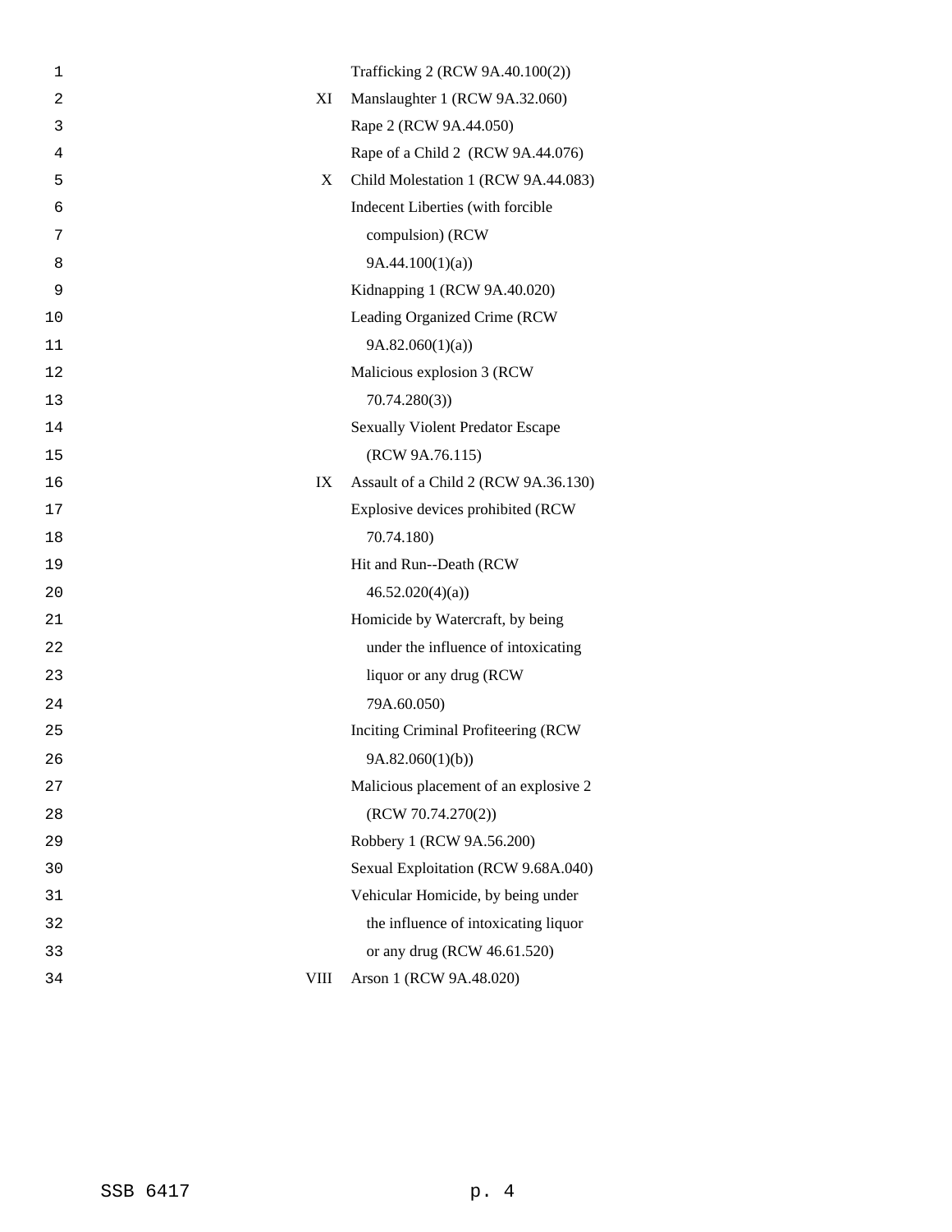| | |
|---|---|
| | Trafficking 2 (RCW 9A.40.100(2)) |
| XI | Manslaughter 1 (RCW 9A.32.060) |
| | Rape 2 (RCW 9A.44.050) |
| | Rape of a Child 2 (RCW 9A.44.076) |
| X | Child Molestation 1 (RCW 9A.44.083) |
| | Indecent Liberties (with forcible compulsion) (RCW 9A.44.100(1)(a)) |
| | Kidnapping 1 (RCW 9A.40.020) |
| | Leading Organized Crime (RCW 9A.82.060(1)(a)) |
| | Malicious explosion 3 (RCW 70.74.280(3)) |
| | Sexually Violent Predator Escape (RCW 9A.76.115) |
| IX | Assault of a Child 2 (RCW 9A.36.130) |
| | Explosive devices prohibited (RCW 70.74.180) |
| | Hit and Run--Death (RCW 46.52.020(4)(a)) |
| | Homicide by Watercraft, by being under the influence of intoxicating liquor or any drug (RCW 79A.60.050) |
| | Inciting Criminal Profiteering (RCW 9A.82.060(1)(b)) |
| | Malicious placement of an explosive 2 (RCW 70.74.270(2)) |
| | Robbery 1 (RCW 9A.56.200) |
| | Sexual Exploitation (RCW 9.68A.040) |
| | Vehicular Homicide, by being under the influence of intoxicating liquor or any drug (RCW 46.61.520) |
| VIII | Arson 1 (RCW 9A.48.020) |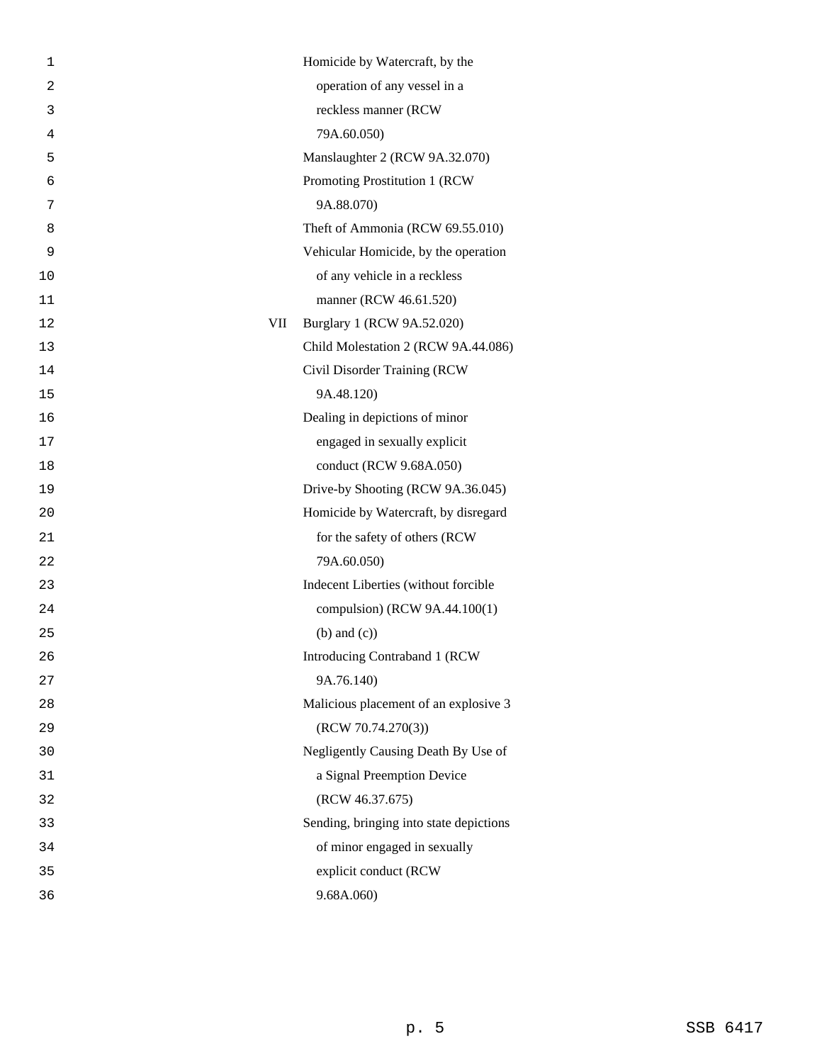| | |
|---|---|
| | Homicide by Watercraft, by the operation of any vessel in a reckless manner (RCW 79A.60.050) |
| | Manslaughter 2 (RCW 9A.32.070) |
| | Promoting Prostitution 1 (RCW 9A.88.070) |
| | Theft of Ammonia (RCW 69.55.010) |
| | Vehicular Homicide, by the operation of any vehicle in a reckless manner (RCW 46.61.520) |
| VII | Burglary 1 (RCW 9A.52.020) |
| | Child Molestation 2 (RCW 9A.44.086) |
| | Civil Disorder Training (RCW 9A.48.120) |
| | Dealing in depictions of minor engaged in sexually explicit conduct (RCW 9.68A.050) |
| | Drive-by Shooting (RCW 9A.36.045) |
| | Homicide by Watercraft, by disregard for the safety of others (RCW 79A.60.050) |
| | Indecent Liberties (without forcible compulsion) (RCW 9A.44.100(1) (b) and (c)) |
| | Introducing Contraband 1 (RCW 9A.76.140) |
| | Malicious placement of an explosive 3 (RCW 70.74.270(3)) |
| | Negligently Causing Death By Use of a Signal Preemption Device (RCW 46.37.675) |
| | Sending, bringing into state depictions of minor engaged in sexually explicit conduct (RCW 9.68A.060) |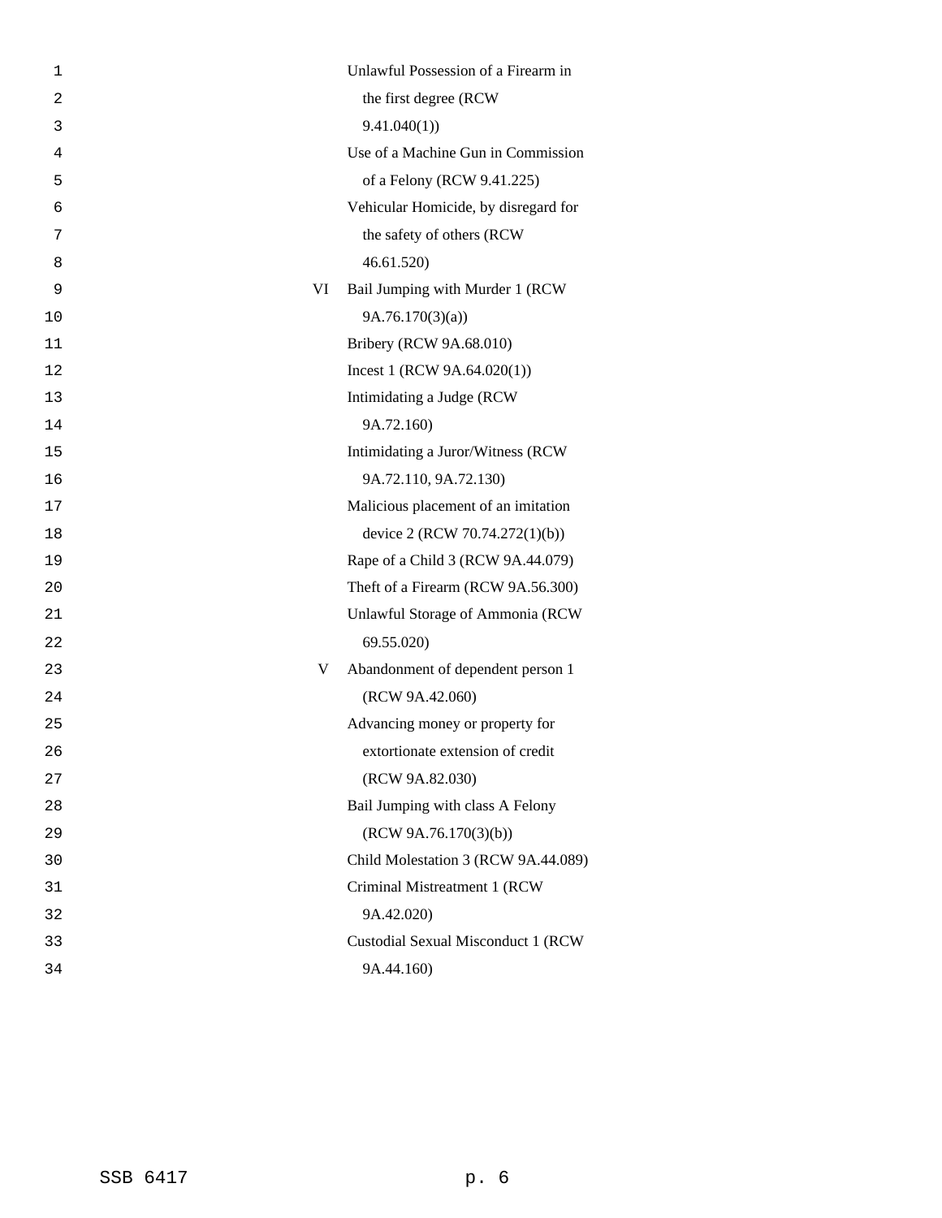| Level | Offense |
| --- | --- |
| | Unlawful Possession of a Firearm in the first degree (RCW 9.41.040(1)) |
| | Use of a Machine Gun in Commission of a Felony (RCW 9.41.225) |
| | Vehicular Homicide, by disregard for the safety of others (RCW 46.61.520) |
| VI | Bail Jumping with Murder 1 (RCW 9A.76.170(3)(a)) |
| | Bribery (RCW 9A.68.010) |
| | Incest 1 (RCW 9A.64.020(1)) |
| | Intimidating a Judge (RCW 9A.72.160) |
| | Intimidating a Juror/Witness (RCW 9A.72.110, 9A.72.130) |
| | Malicious placement of an imitation device 2 (RCW 70.74.272(1)(b)) |
| | Rape of a Child 3 (RCW 9A.44.079) |
| | Theft of a Firearm (RCW 9A.56.300) |
| | Unlawful Storage of Ammonia (RCW 69.55.020) |
| V | Abandonment of dependent person 1 (RCW 9A.42.060) |
| | Advancing money or property for extortionate extension of credit (RCW 9A.82.030) |
| | Bail Jumping with class A Felony (RCW 9A.76.170(3)(b)) |
| | Child Molestation 3 (RCW 9A.44.089) |
| | Criminal Mistreatment 1 (RCW 9A.42.020) |
| | Custodial Sexual Misconduct 1 (RCW 9A.44.160) |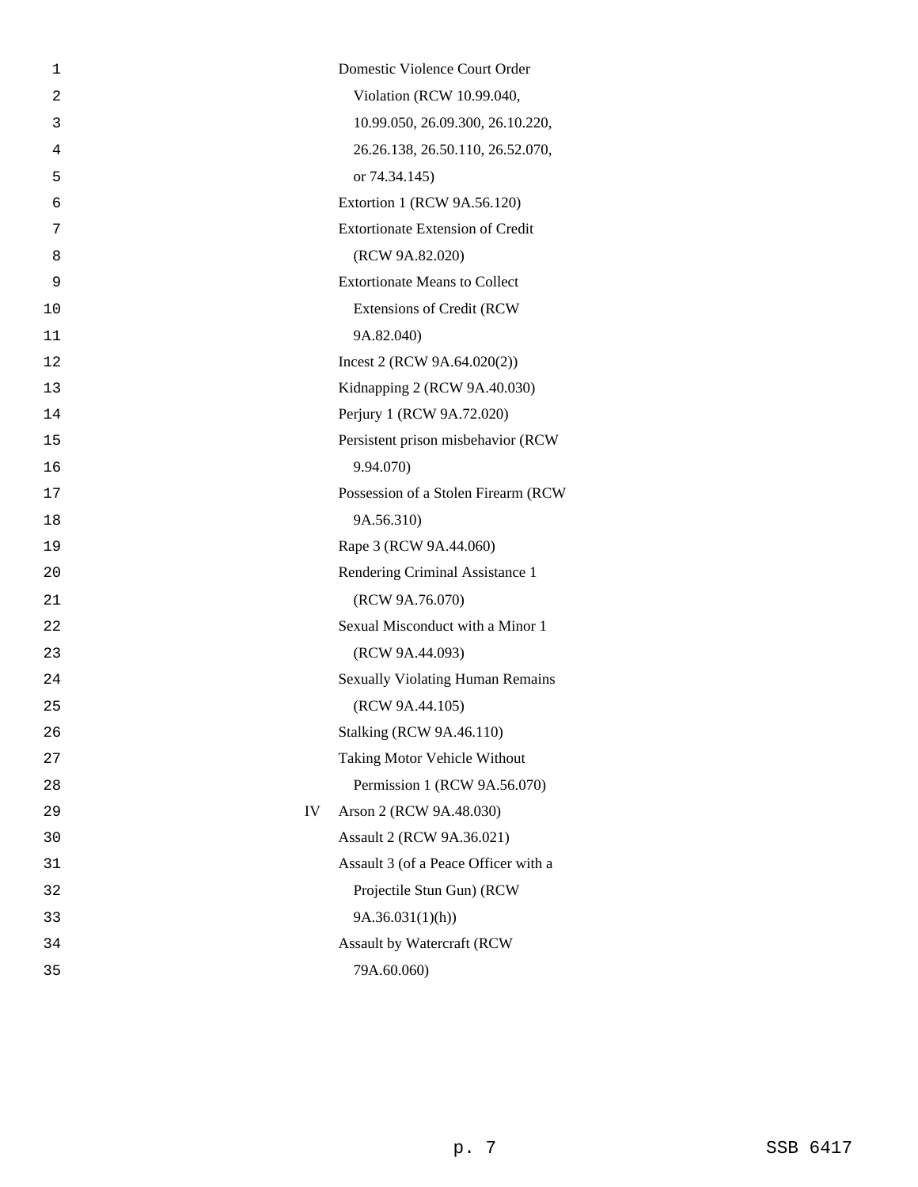| | |
|---|---|
| | Domestic Violence Court Order Violation (RCW 10.99.040, 10.99.050, 26.09.300, 26.10.220, 26.26.138, 26.50.110, 26.52.070, or 74.34.145) |
| | Extortion 1 (RCW 9A.56.120) |
| | Extortionate Extension of Credit (RCW 9A.82.020) |
| | Extortionate Means to Collect Extensions of Credit (RCW 9A.82.040) |
| | Incest 2 (RCW 9A.64.020(2)) |
| | Kidnapping 2 (RCW 9A.40.030) |
| | Perjury 1 (RCW 9A.72.020) |
| | Persistent prison misbehavior (RCW 9.94.070) |
| | Possession of a Stolen Firearm (RCW 9A.56.310) |
| | Rape 3 (RCW 9A.44.060) |
| | Rendering Criminal Assistance 1 (RCW 9A.76.070) |
| | Sexual Misconduct with a Minor 1 (RCW 9A.44.093) |
| | Sexually Violating Human Remains (RCW 9A.44.105) |
| | Stalking (RCW 9A.46.110) |
| | Taking Motor Vehicle Without Permission 1 (RCW 9A.56.070) |
| IV | Arson 2 (RCW 9A.48.030) |
| | Assault 2 (RCW 9A.36.021) |
| | Assault 3 (of a Peace Officer with a Projectile Stun Gun) (RCW 9A.36.031(1)(h)) |
| | Assault by Watercraft (RCW 79A.60.060) |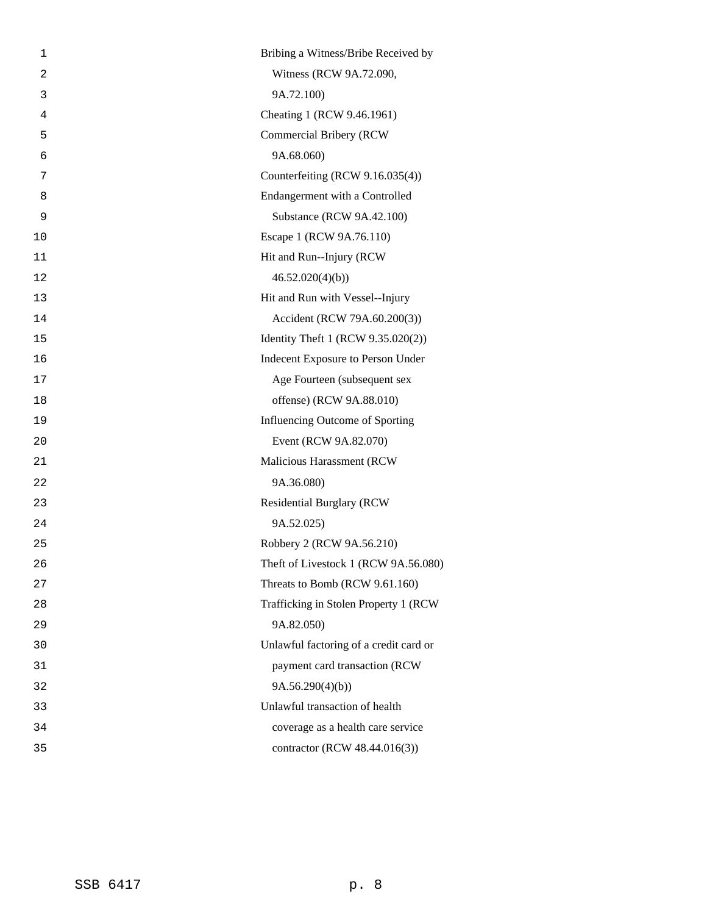Bribing a Witness/Bribe Received by Witness (RCW 9A.72.090, 9A.72.100)

Cheating 1 (RCW 9.46.1961)

Commercial Bribery (RCW 9A.68.060)

Counterfeiting (RCW 9.16.035(4))

Endangerment with a Controlled Substance (RCW 9A.42.100)

Escape 1 (RCW 9A.76.110)

Hit and Run--Injury (RCW 46.52.020(4)(b))

Hit and Run with Vessel--Injury Accident (RCW 79A.60.200(3))

Identity Theft 1 (RCW 9.35.020(2))

Indecent Exposure to Person Under Age Fourteen (subsequent sex offense) (RCW 9A.88.010)

Influencing Outcome of Sporting Event (RCW 9A.82.070)

Malicious Harassment (RCW 9A.36.080)

Residential Burglary (RCW 9A.52.025)

Robbery 2 (RCW 9A.56.210)

Theft of Livestock 1 (RCW 9A.56.080)

Threats to Bomb (RCW 9.61.160)

Trafficking in Stolen Property 1 (RCW 9A.82.050)

Unlawful factoring of a credit card or payment card transaction (RCW 9A.56.290(4)(b))

Unlawful transaction of health coverage as a health care service contractor (RCW 48.44.016(3))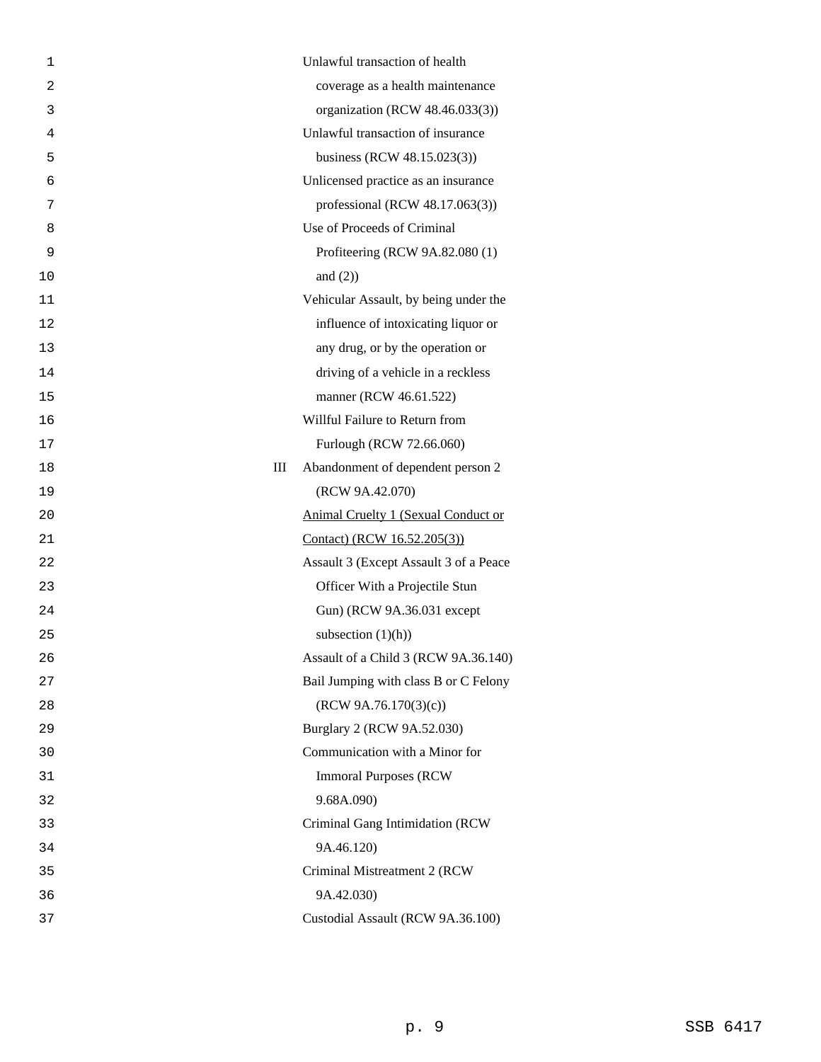Unlawful transaction of health coverage as a health maintenance organization (RCW 48.46.033(3))

Unlawful transaction of insurance business (RCW 48.15.023(3))

Unlicensed practice as an insurance professional (RCW 48.17.063(3))

Use of Proceeds of Criminal Profiteering (RCW 9A.82.080 (1) and (2))

Vehicular Assault, by being under the influence of intoxicating liquor or any drug, or by the operation or driving of a vehicle in a reckless manner (RCW 46.61.522)

Willful Failure to Return from Furlough (RCW 72.66.060)

III Abandonment of dependent person 2 (RCW 9A.42.070)

<u>Animal Cruelty 1 (Sexual Conduct or Contact) (RCW 16.52.205(3))</u>

Assault 3 (Except Assault 3 of a Peace Officer With a Projectile Stun Gun) (RCW 9A.36.031 except subsection (1)(h))

Assault of a Child 3 (RCW 9A.36.140)

Bail Jumping with class B or C Felony (RCW 9A.76.170(3)(c))

Burglary 2 (RCW 9A.52.030)

Communication with a Minor for Immoral Purposes (RCW 9.68A.090)

Criminal Gang Intimidation (RCW 9A.46.120)

Criminal Mistreatment 2 (RCW 9A.42.030)

Custodial Assault (RCW 9A.36.100)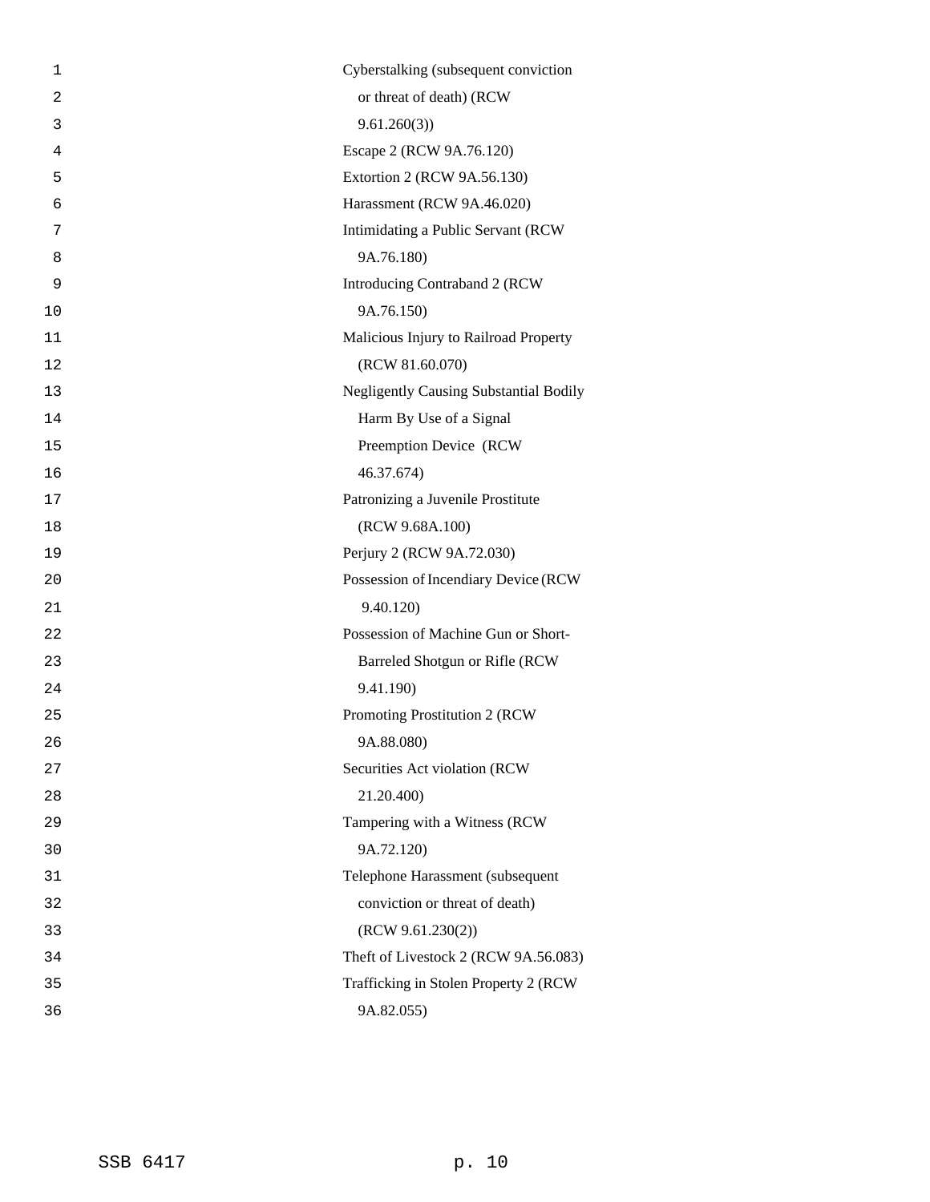Cyberstalking (subsequent conviction or threat of death) (RCW 9.61.260(3))

Escape 2 (RCW 9A.76.120)

Extortion 2 (RCW 9A.56.130)

Harassment (RCW 9A.46.020)

Intimidating a Public Servant (RCW 9A.76.180)

Introducing Contraband 2 (RCW 9A.76.150)

Malicious Injury to Railroad Property (RCW 81.60.070)

Negligently Causing Substantial Bodily Harm By Use of a Signal Preemption Device (RCW 46.37.674)

Patronizing a Juvenile Prostitute (RCW 9.68A.100)

Perjury 2 (RCW 9A.72.030)

Possession of Incendiary Device (RCW 9.40.120)

Possession of Machine Gun or Short-Barreled Shotgun or Rifle (RCW 9.41.190)

Promoting Prostitution 2 (RCW 9A.88.080)

Securities Act violation (RCW 21.20.400)

Tampering with a Witness (RCW 9A.72.120)

Telephone Harassment (subsequent conviction or threat of death) (RCW 9.61.230(2))

Theft of Livestock 2 (RCW 9A.56.083)

Trafficking in Stolen Property 2 (RCW 9A.82.055)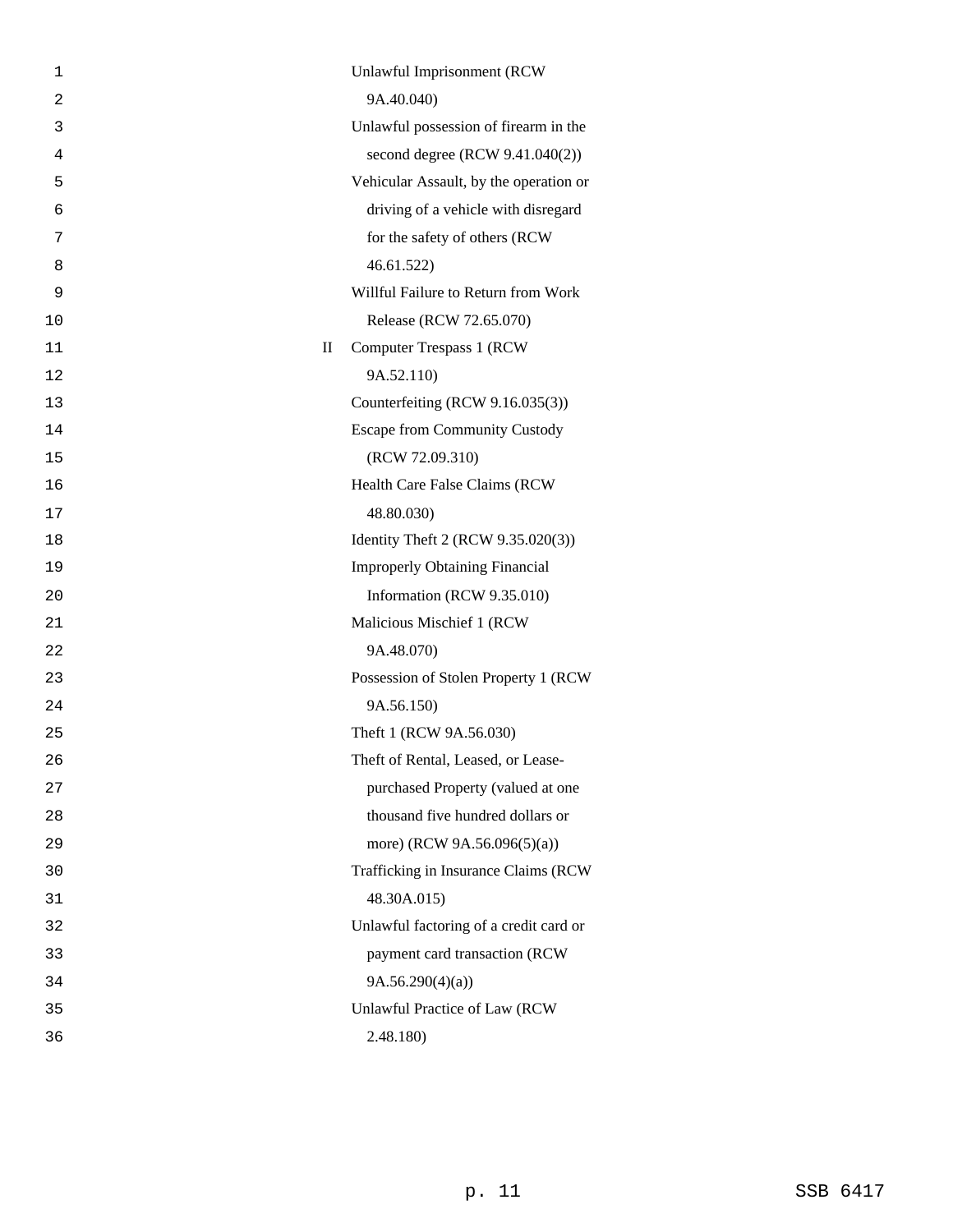| | |
|---|---|
| | Unlawful Imprisonment (RCW 9A.40.040) |
| | Unlawful possession of firearm in the second degree (RCW 9.41.040(2)) |
| | Vehicular Assault, by the operation or driving of a vehicle with disregard for the safety of others (RCW 46.61.522) |
| | Willful Failure to Return from Work Release (RCW 72.65.070) |
| II | Computer Trespass 1 (RCW 9A.52.110) |
| | Counterfeiting (RCW 9.16.035(3)) |
| | Escape from Community Custody (RCW 72.09.310) |
| | Health Care False Claims (RCW 48.80.030) |
| | Identity Theft 2 (RCW 9.35.020(3)) |
| | Improperly Obtaining Financial Information (RCW 9.35.010) |
| | Malicious Mischief 1 (RCW 9A.48.070) |
| | Possession of Stolen Property 1 (RCW 9A.56.150) |
| | Theft 1 (RCW 9A.56.030) |
| | Theft of Rental, Leased, or Lease-purchased Property (valued at one thousand five hundred dollars or more) (RCW 9A.56.096(5)(a)) |
| | Trafficking in Insurance Claims (RCW 48.30A.015) |
| | Unlawful factoring of a credit card or payment card transaction (RCW 9A.56.290(4)(a)) |
| | Unlawful Practice of Law (RCW 2.48.180) |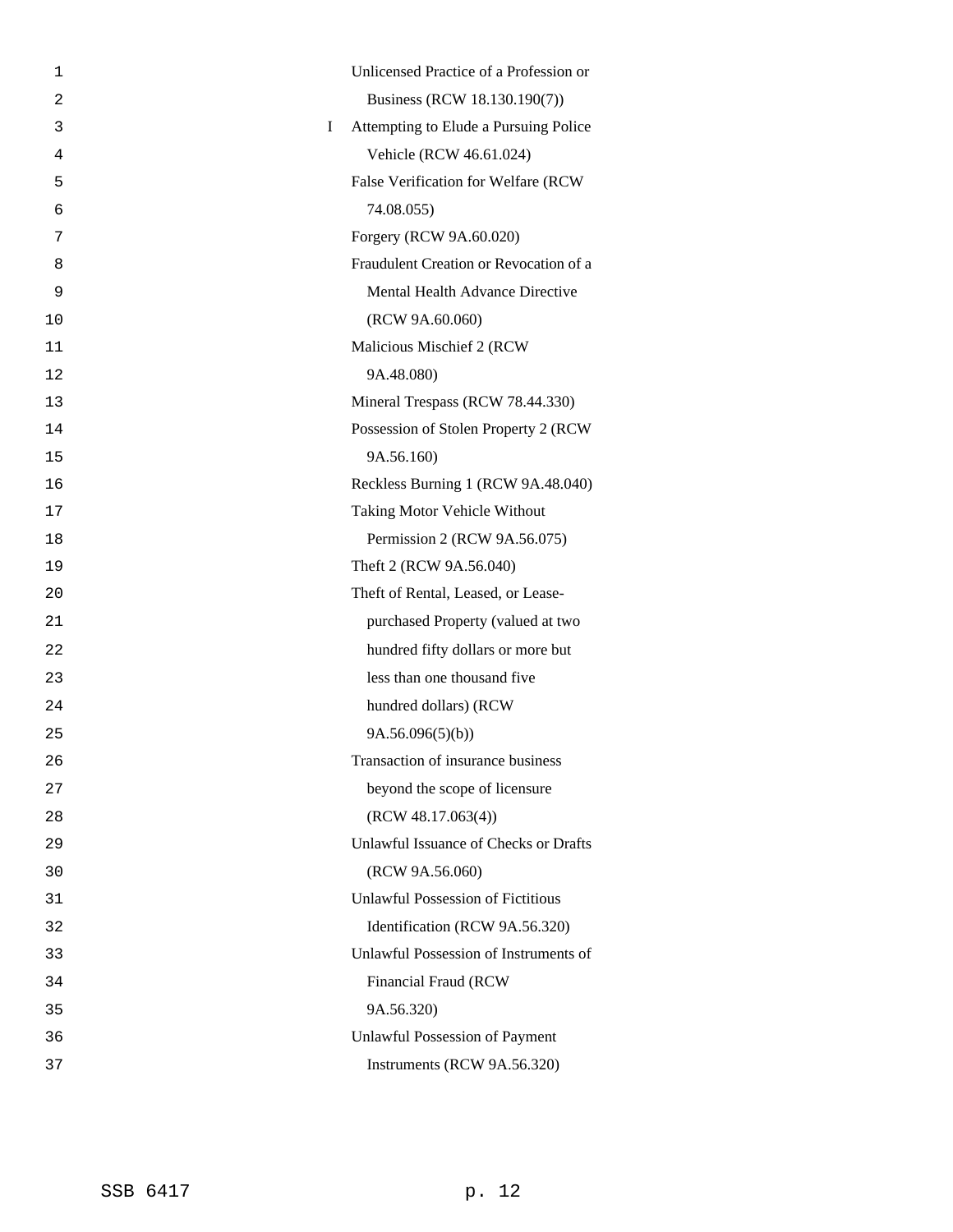| | |
|---|---|
| | Unlicensed Practice of a Profession or Business (RCW 18.130.190(7)) |
| I | Attempting to Elude a Pursuing Police Vehicle (RCW 46.61.024) |
| | False Verification for Welfare (RCW 74.08.055) |
| | Forgery (RCW 9A.60.020) |
| | Fraudulent Creation or Revocation of a Mental Health Advance Directive (RCW 9A.60.060) |
| | Malicious Mischief 2 (RCW 9A.48.080) |
| | Mineral Trespass (RCW 78.44.330) |
| | Possession of Stolen Property 2 (RCW 9A.56.160) |
| | Reckless Burning 1 (RCW 9A.48.040) |
| | Taking Motor Vehicle Without Permission 2 (RCW 9A.56.075) |
| | Theft 2 (RCW 9A.56.040) |
| | Theft of Rental, Leased, or Lease-purchased Property (valued at two hundred fifty dollars or more but less than one thousand five hundred dollars) (RCW 9A.56.096(5)(b)) |
| | Transaction of insurance business beyond the scope of licensure (RCW 48.17.063(4)) |
| | Unlawful Issuance of Checks or Drafts (RCW 9A.56.060) |
| | Unlawful Possession of Fictitious Identification (RCW 9A.56.320) |
| | Unlawful Possession of Instruments of Financial Fraud (RCW 9A.56.320) |
| | Unlawful Possession of Payment Instruments (RCW 9A.56.320) |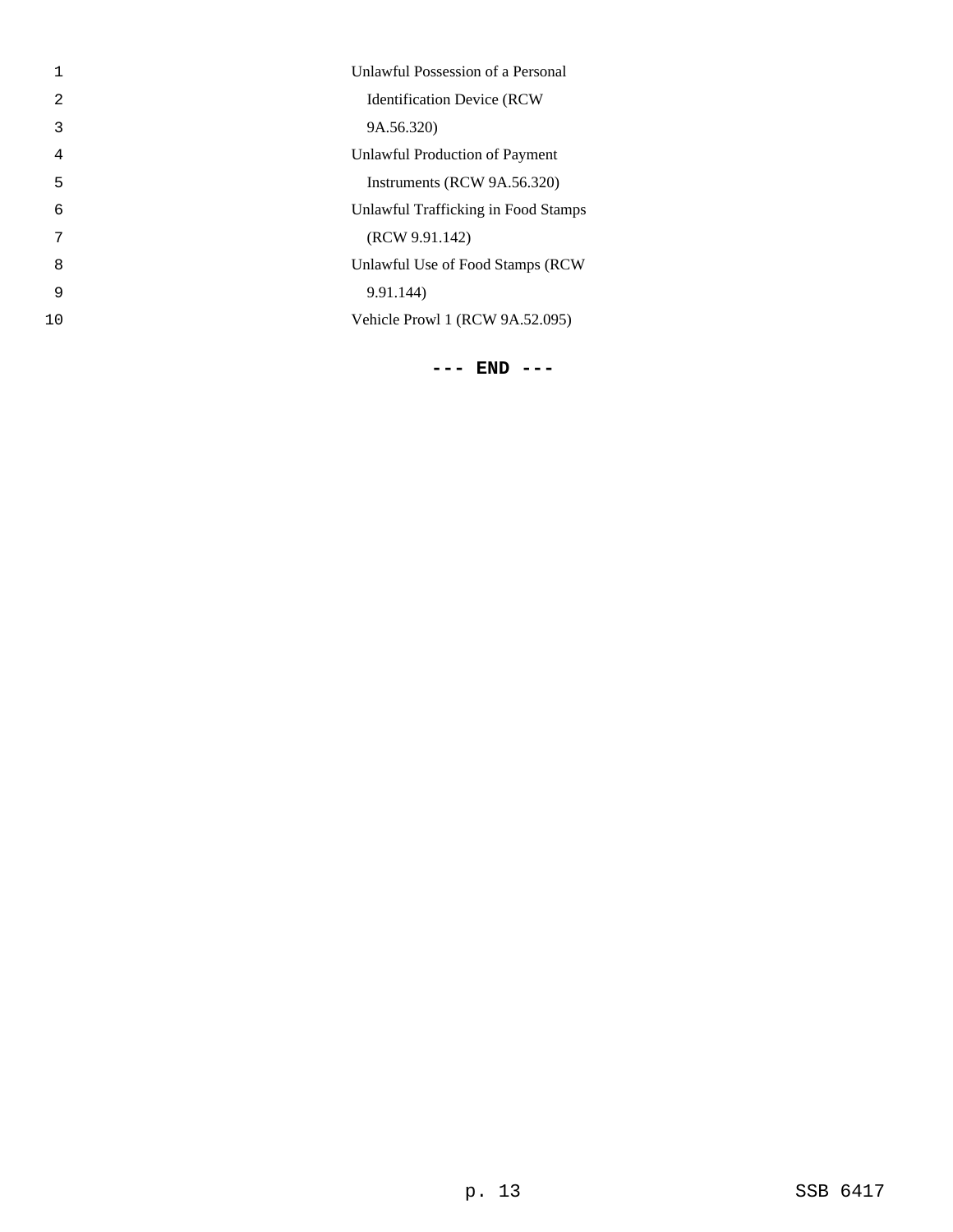Unlawful Possession of a Personal Identification Device (RCW 9A.56.320)

Unlawful Production of Payment Instruments (RCW 9A.56.320)

Unlawful Trafficking in Food Stamps (RCW 9.91.142)

Unlawful Use of Food Stamps (RCW 9.91.144)

Vehicle Prowl 1 (RCW 9A.52.095)

**--- END ---**